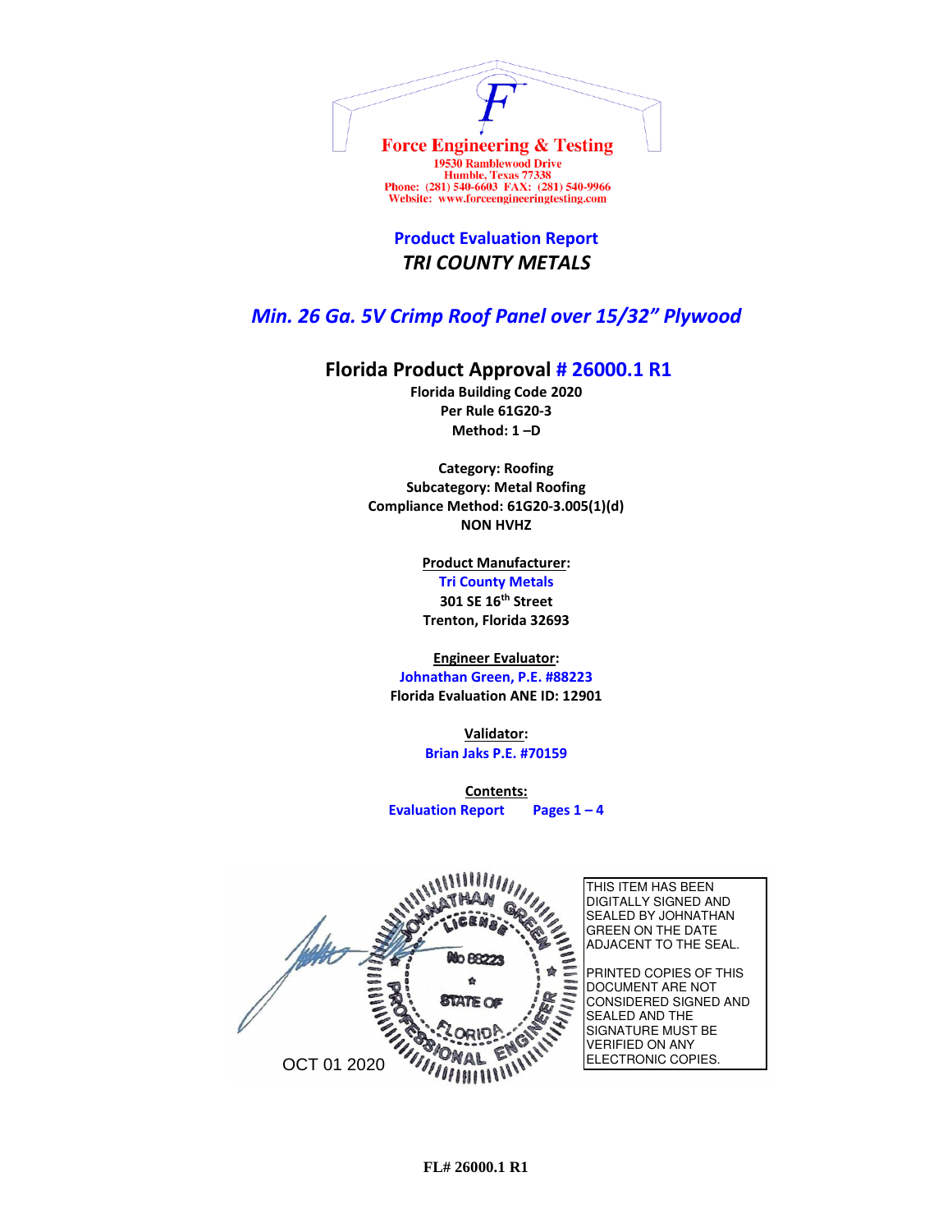**Force Engineering & Testing**
19530 Ramblewood Drive
Humble, Texas 77338
Phone: (281) 540-6603 FAX: (281) 540-9966
Website: www.forceengineeringtesting.com

# Product Evaluation Report

## *TRI COUNTY METALS*

## *Min. 26 Ga. 5V Crimp Roof Panel over 15/32" Plywood*

## Florida Product Approval # 26000.1 R1

**Florida Building Code 2020**
**Per Rule 61G20-3**
**Method: 1 –D**

**Category: Roofing**
**Subcategory: Metal Roofing**
**Compliance Method: 61G20-3.005(1)(d)**
**NON HVHZ**

**Product Manufacturer:**
**Tri County Metals**
**301 SE 16th Street**
**Trenton, Florida 32693**

**Engineer Evaluator:**
**Johnathan Green, P.E. #88223**
**Florida Evaluation ANE ID: 12901**

**Validator:**
**Brian Jaks P.E. #70159**

**Contents:**
**Evaluation Report Pages 1 – 4**

JOHNATHAN GREEN LICENSE No 88223 STATE OF FLORIDA PROFESSIONAL ENGINEER

OCT 01 2020

THIS ITEM HAS BEEN DIGITALLY SIGNED AND SEALED BY JOHNATHAN GREEN ON THE DATE ADJACENT TO THE SEAL.

PRINTED COPIES OF THIS DOCUMENT ARE NOT CONSIDERED SIGNED AND SEALED AND THE SIGNATURE MUST BE VERIFIED ON ANY ELECTRONIC COPIES.

**FL# 26000.1 R1**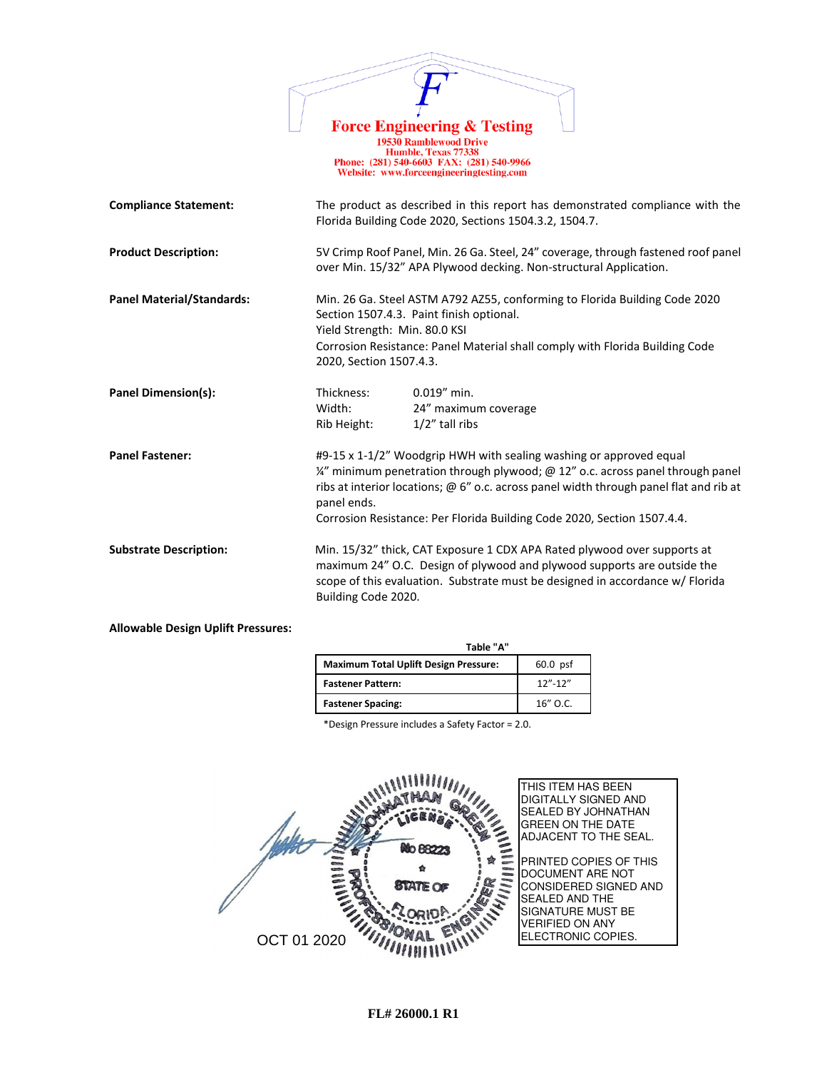**Force Engineering & Testing**
19530 Ramblewood Drive
Humble, Texas 77338
Phone: (281) 540-6603 FAX: (281) 540-9966
Website: www.forceengineeringtesting.com

**Compliance Statement:** The product as described in this report has demonstrated compliance with the Florida Building Code 2020, Sections 1504.3.2, 1504.7.

**Product Description:** 5V Crimp Roof Panel, Min. 26 Ga. Steel, 24" coverage, through fastened roof panel over Min. 15/32" APA Plywood decking. Non-structural Application.

**Panel Material/Standards:** Min. 26 Ga. Steel ASTM A792 AZ55, conforming to Florida Building Code 2020 Section 1507.4.3. Paint finish optional.
Yield Strength: Min. 80.0 KSI
Corrosion Resistance: Panel Material shall comply with Florida Building Code 2020, Section 1507.4.3.

**Panel Dimension(s):**
Thickness: 0.019" min.
Width: 24" maximum coverage
Rib Height: 1/2" tall ribs

**Panel Fastener:** #9-15 x 1-1/2" Woodgrip HWH with sealing washing or approved equal
¼" minimum penetration through plywood; @ 12" o.c. across panel through panel ribs at interior locations; @ 6" o.c. across panel width through panel flat and rib at panel ends.
Corrosion Resistance: Per Florida Building Code 2020, Section 1507.4.4.

**Substrate Description:** Min. 15/32" thick, CAT Exposure 1 CDX APA Rated plywood over supports at maximum 24" O.C. Design of plywood and plywood supports are outside the scope of this evaluation. Substrate must be designed in accordance w/ Florida Building Code 2020.

**Allowable Design Uplift Pressures:**

**Table "A"**

| | |
|---|---|
| **Maximum Total Uplift Design Pressure:** | 60.0 psf |
| **Fastener Pattern:** | 12"-12" |
| **Fastener Spacing:** | 16" O.C. |

*Design Pressure includes a Safety Factor = 2.0.

JOHNATHAN GREEN
LICENSE
No 88223
STATE OF FLORIDA
PROFESSIONAL ENGINEER

OCT 01 2020

THIS ITEM HAS BEEN DIGITALLY SIGNED AND SEALED BY JOHNATHAN GREEN ON THE DATE ADJACENT TO THE SEAL.

PRINTED COPIES OF THIS DOCUMENT ARE NOT CONSIDERED SIGNED AND SEALED AND THE SIGNATURE MUST BE VERIFIED ON ANY ELECTRONIC COPIES.

**FL# 26000.1 R1**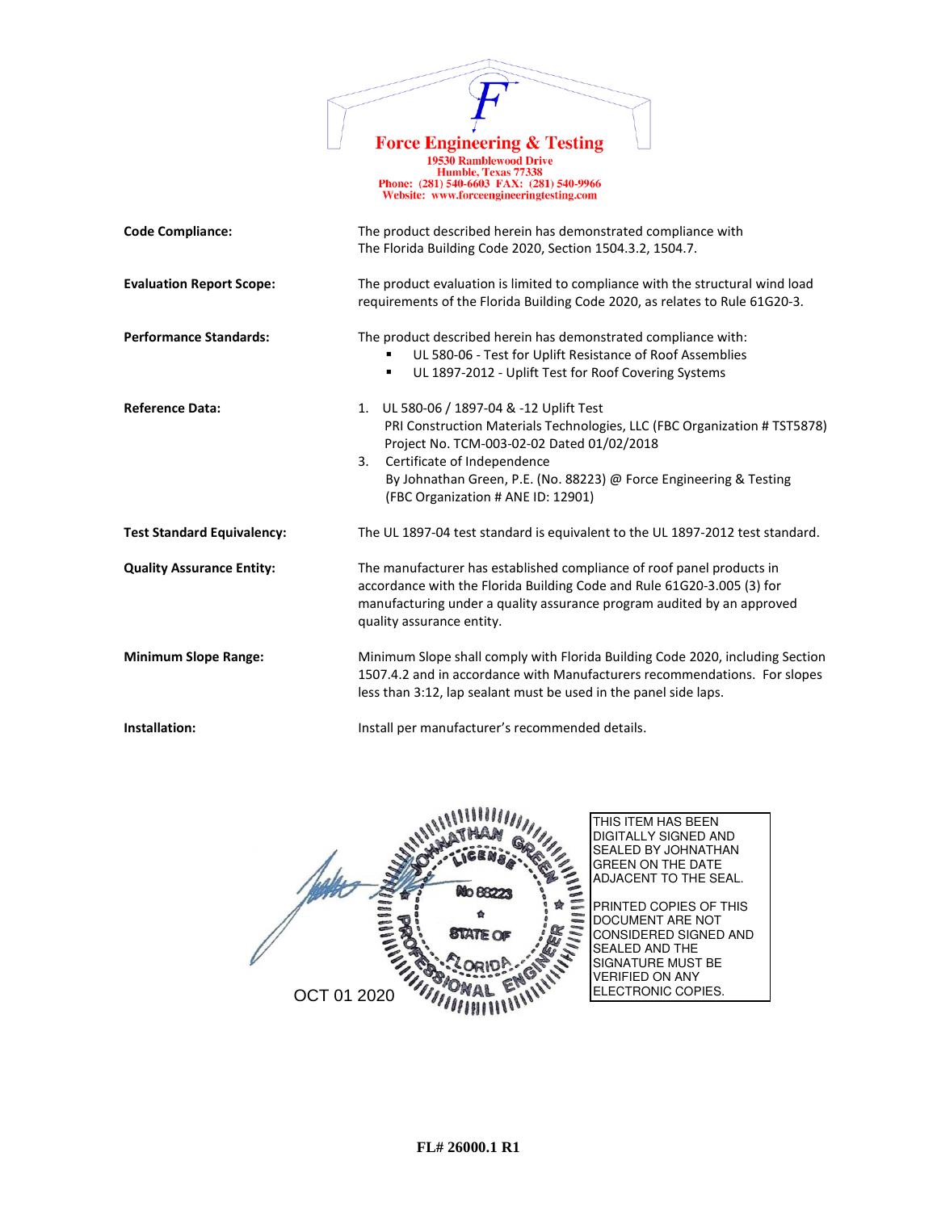**Force Engineering & Testing**
19530 Ramblewood Drive
Humble, Texas 77338
Phone: (281) 540-6603 FAX: (281) 540-9966
Website: www.forceengineeringtesting.com

**Code Compliance:** The product described herein has demonstrated compliance with The Florida Building Code 2020, Section 1504.3.2, 1504.7.

**Evaluation Report Scope:** The product evaluation is limited to compliance with the structural wind load requirements of the Florida Building Code 2020, as relates to Rule 61G20-3.

**Performance Standards:** The product described herein has demonstrated compliance with:

- UL 580-06 - Test for Uplift Resistance of Roof Assemblies
- UL 1897-2012 - Uplift Test for Roof Covering Systems

**Reference Data:**

1. UL 580-06 / 1897-04 & -12 Uplift Test
   PRI Construction Materials Technologies, LLC (FBC Organization # TST5878)
   Project No. TCM-003-02-02 Dated 01/02/2018
3. Certificate of Independence
   By Johnathan Green, P.E. (No. 88223) @ Force Engineering & Testing
   (FBC Organization # ANE ID: 12901)

**Test Standard Equivalency:** The UL 1897-04 test standard is equivalent to the UL 1897-2012 test standard.

**Quality Assurance Entity:** The manufacturer has established compliance of roof panel products in accordance with the Florida Building Code and Rule 61G20-3.005 (3) for manufacturing under a quality assurance program audited by an approved quality assurance entity.

**Minimum Slope Range:** Minimum Slope shall comply with Florida Building Code 2020, including Section 1507.4.2 and in accordance with Manufacturers recommendations. For slopes less than 3:12, lap sealant must be used in the panel side laps.

**Installation:** Install per manufacturer's recommended details.

JOHNATHAN GREEN
LICENSE
No 88223
STATE OF FLORIDA
PROFESSIONAL ENGINEER

OCT 01 2020

THIS ITEM HAS BEEN DIGITALLY SIGNED AND SEALED BY JOHNATHAN GREEN ON THE DATE ADJACENT TO THE SEAL.

PRINTED COPIES OF THIS DOCUMENT ARE NOT CONSIDERED SIGNED AND SEALED AND THE SIGNATURE MUST BE VERIFIED ON ANY ELECTRONIC COPIES.

**FL# 26000.1 R1**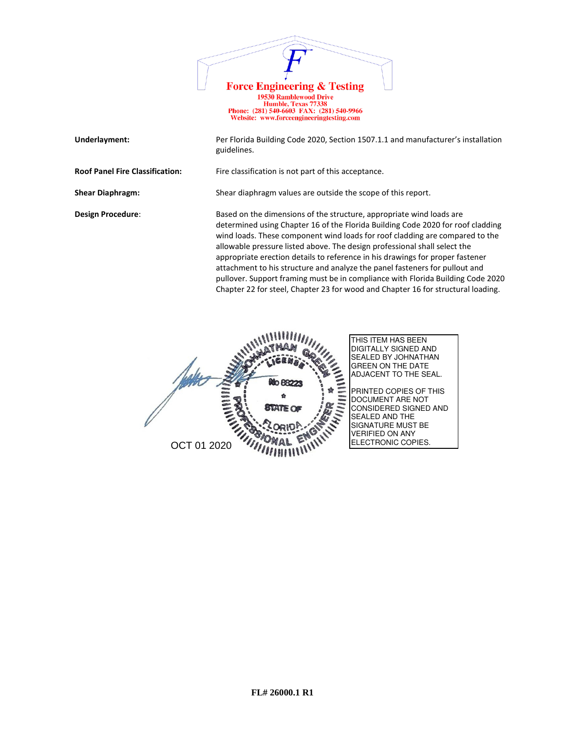**Force Engineering & Testing**
19530 Ramblewood Drive
Humble, Texas 77338
Phone: (281) 540-6603 FAX: (281) 540-9966
Website: www.forceengineeringtesting.com

| | |
|---|---|
| **Underlayment:** | Per Florida Building Code 2020, Section 1507.1.1 and manufacturer's installation guidelines. |
| **Roof Panel Fire Classification:** | Fire classification is not part of this acceptance. |
| **Shear Diaphragm:** | Shear diaphragm values are outside the scope of this report. |
| **Design Procedure**: | Based on the dimensions of the structure, appropriate wind loads are determined using Chapter 16 of the Florida Building Code 2020 for roof cladding wind loads. These component wind loads for roof cladding are compared to the allowable pressure listed above. The design professional shall select the appropriate erection details to reference in his drawings for proper fastener attachment to his structure and analyze the panel fasteners for pullout and pullover. Support framing must be in compliance with Florida Building Code 2020 Chapter 22 for steel, Chapter 23 for wood and Chapter 16 for structural loading. |

JOHNATHAN GREEN
LICENSE
No 88223
STATE OF FLORIDA
PROFESSIONAL ENGINEER

OCT 01 2020

THIS ITEM HAS BEEN DIGITALLY SIGNED AND SEALED BY JOHNATHAN GREEN ON THE DATE ADJACENT TO THE SEAL.

PRINTED COPIES OF THIS DOCUMENT ARE NOT CONSIDERED SIGNED AND SEALED AND THE SIGNATURE MUST BE VERIFIED ON ANY ELECTRONIC COPIES.

FL# 26000.1 R1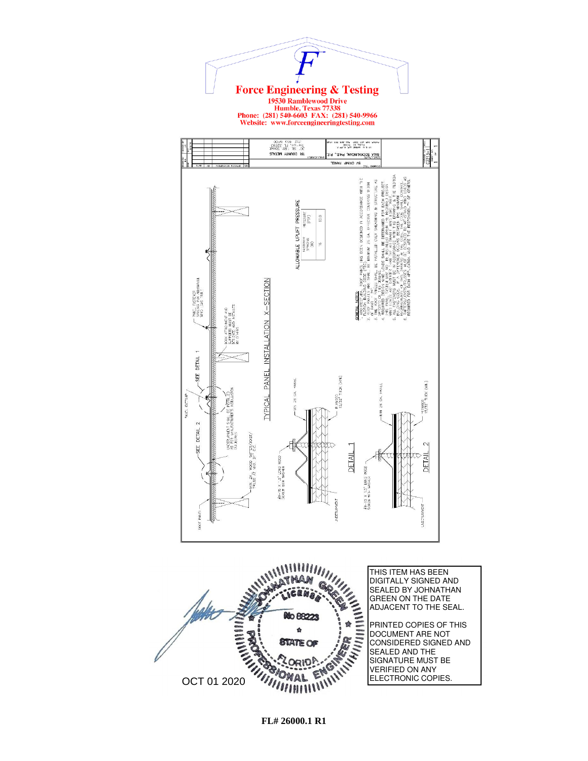**Force Engineering & Testing**

19530 Ramblewood Drive
Humble, Texas 77338
Phone: (281) 540-6603 FAX: (281) 540-9966
Website: www.forceengineeringtesting.com

TRI COUNTY METALS

BALA SOCKALINGAM, PH.D., P.E.

5V CRIMP PANEL

TYPICAL PANEL INSTALLATION X-SECTION

ALLOWABLE UPLIFT PRESSURE

| FASTENER SPACING (IN) | PRESSURE (PSF) |
| --- | --- |
| 16 | 55.0 |

ROOF PANEL

PANEL OVERLAP

SEE DETAIL 1

SEE DETAIL 2

PANEL FASTENERS SPACING PER ALLOWABLE WIND LOAD TABLE

DECK ATTACHMENT AND SUPPORTS MUST BE DESIGNED AND INSTALLED BY OTHERS

UNDERLAYMENT SHALL BE INSTALLED AS PER MANUFACTURER'S INSTALLATION GUIDELINES

MIN. 2X WOOD RAFTER/JOIST/TRUSS AT MAX. 24" O.C.

DETAIL 1

MIN. 26 GA. PANEL

PLYWOOD 15/32" THICK (MIN.)

#9-15 X 1.5" LONG WOOD SCREW WITH WASHER

UNDERLAYMENT

DETAIL 2

MIN. 26 GA. PANEL

PLYWOOD 15/32" THICK (MIN.)

#9-15 X 1.5" LONG WOOD SCREW WITH WASHER

UNDERLAYMENT

GENERAL NOTES:

1. ABOVE ROOF PANEL HAS BEEN DESIGNED IN ACCORDANCE WITH THE FLORIDA BUILDING CODE (FBC).
2. ROOF PANELS ARE SHALL BE MINIMUM 26 GA. CONFORMING WITH ...
3. THE ROOF PANELS SHALL BE INSTALLED OVER SHEATHING & STRUCTURE AS SPECIFIED IN THIS DRAWING.
4. REQUIRED DESIGN WIND LOADS SHALL BE DETERMINED FOR EACH PROJECT. THIS PANEL SYSTEM MAY NOT BE INSTALLED WHEN THE REQUIRED DESIGN WIND LOADS ... THE ALLOWABLE ... THIS TABLE.
5. ALL FASTENERS MUST BE IN ACCORDANCE WITH THIS DRAWING & THE FLORIDA BUILDING CODE. IF A DIFFERENCE ... BETWEEN THE MINIMUM REQUIREMENTS OF THIS DRAWING & THE CODE, THE CODE SHALL CONTROL.
6. RAFTERS/JOISTS/TRUSSES MUST BE DESIGNED ... TO RESIST WIND LOADS AS REQUIRED FOR EACH APPLICATION, AND ARE THE RESPONSIBILITY OF OTHERS.

JOHNATHAN GREEN LICENSE No 88223 STATE OF FLORIDA PROFESSIONAL ENGINEER

OCT 01 2020

THIS ITEM HAS BEEN DIGITALLY SIGNED AND SEALED BY JOHNATHAN GREEN ON THE DATE ADJACENT TO THE SEAL.

PRINTED COPIES OF THIS DOCUMENT ARE NOT CONSIDERED SIGNED AND SEALED AND THE SIGNATURE MUST BE VERIFIED ON ANY ELECTRONIC COPIES.

**FL# 26000.1 R1**